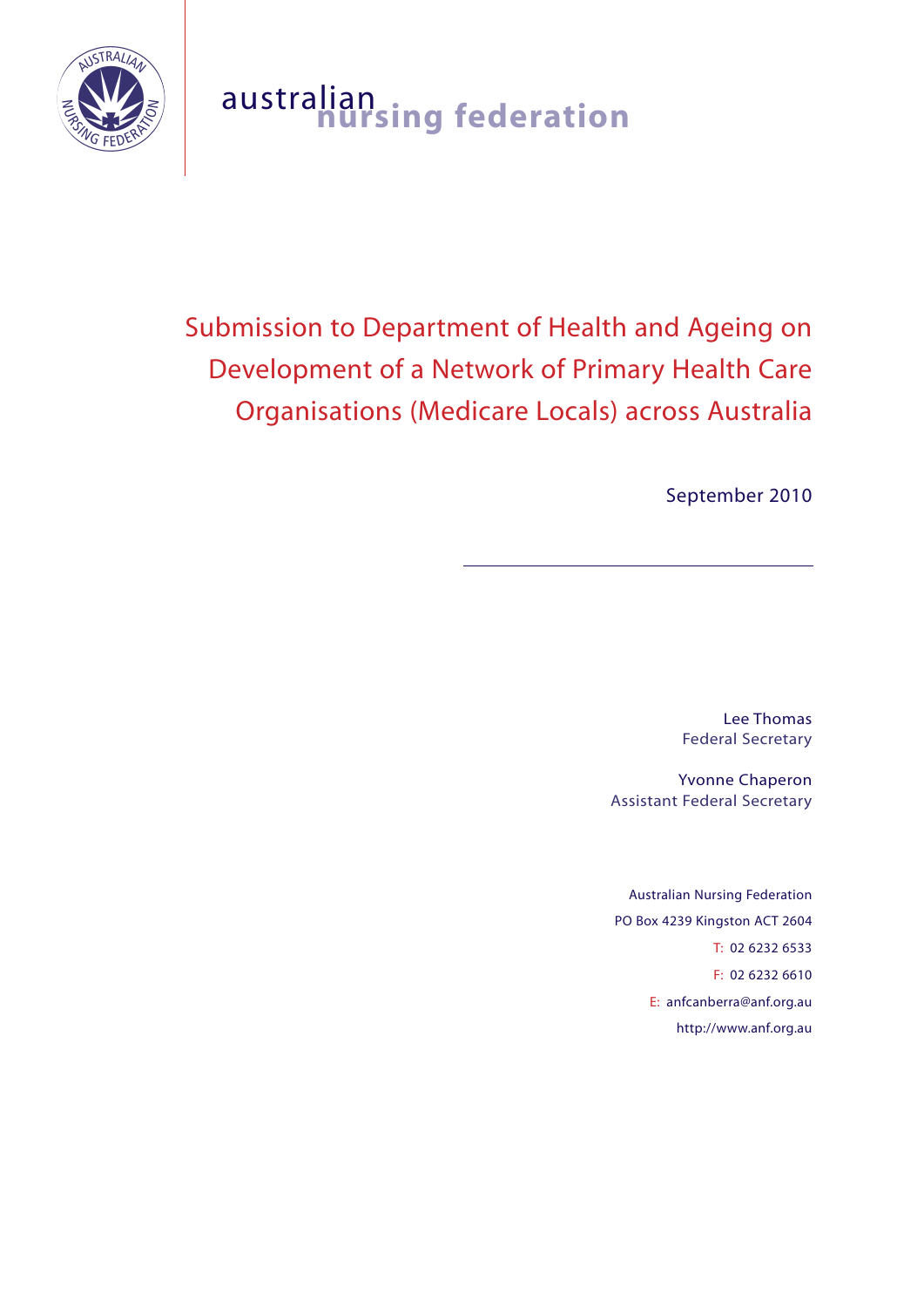australian nursing federation

# Submission to Department of Health and Ageing on Development of a Network of Primary Health Care Organisations (Medicare Locals) across Australia

September 2010

---

Lee Thomas
Federal Secretary

Yvonne Chaperon
Assistant Federal Secretary

Australian Nursing Federation
PO Box 4239 Kingston ACT 2604
T: 02 6232 6533
F: 02 6232 6610
E: anfcanberra@anf.org.au
http://www.anf.org.au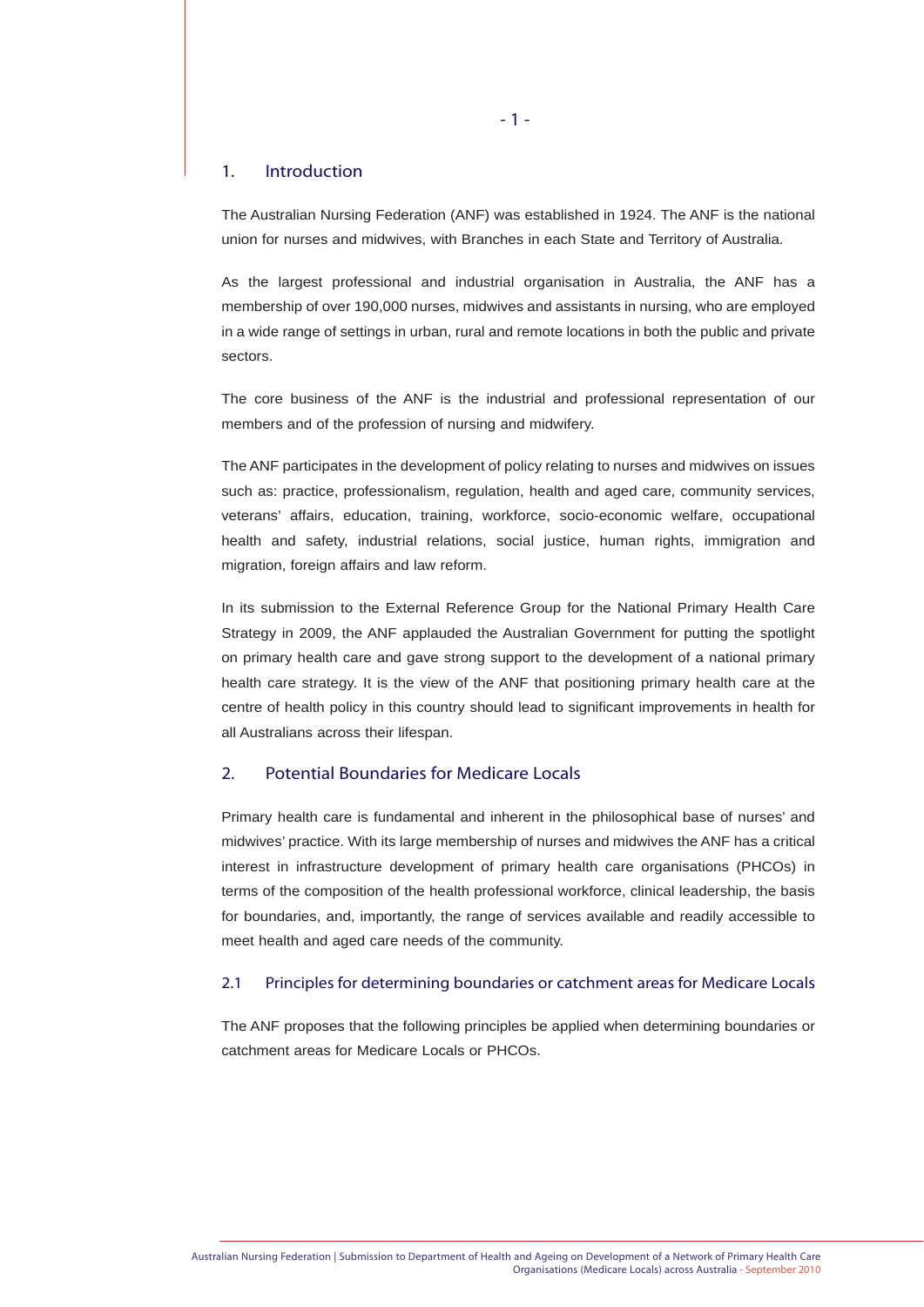## 1. Introduction

The Australian Nursing Federation (ANF) was established in 1924. The ANF is the national union for nurses and midwives, with Branches in each State and Territory of Australia.

As the largest professional and industrial organisation in Australia, the ANF has a membership of over 190,000 nurses, midwives and assistants in nursing, who are employed in a wide range of settings in urban, rural and remote locations in both the public and private sectors.

The core business of the ANF is the industrial and professional representation of our members and of the profession of nursing and midwifery.

The ANF participates in the development of policy relating to nurses and midwives on issues such as: practice, professionalism, regulation, health and aged care, community services, veterans' affairs, education, training, workforce, socio-economic welfare, occupational health and safety, industrial relations, social justice, human rights, immigration and migration, foreign affairs and law reform.

In its submission to the External Reference Group for the National Primary Health Care Strategy in 2009, the ANF applauded the Australian Government for putting the spotlight on primary health care and gave strong support to the development of a national primary health care strategy. It is the view of the ANF that positioning primary health care at the centre of health policy in this country should lead to significant improvements in health for all Australians across their lifespan.

## 2. Potential Boundaries for Medicare Locals

Primary health care is fundamental and inherent in the philosophical base of nurses' and midwives' practice. With its large membership of nurses and midwives the ANF has a critical interest in infrastructure development of primary health care organisations (PHCOs) in terms of the composition of the health professional workforce, clinical leadership, the basis for boundaries, and, importantly, the range of services available and readily accessible to meet health and aged care needs of the community.

### 2.1 Principles for determining boundaries or catchment areas for Medicare Locals

The ANF proposes that the following principles be applied when determining boundaries or catchment areas for Medicare Locals or PHCOs.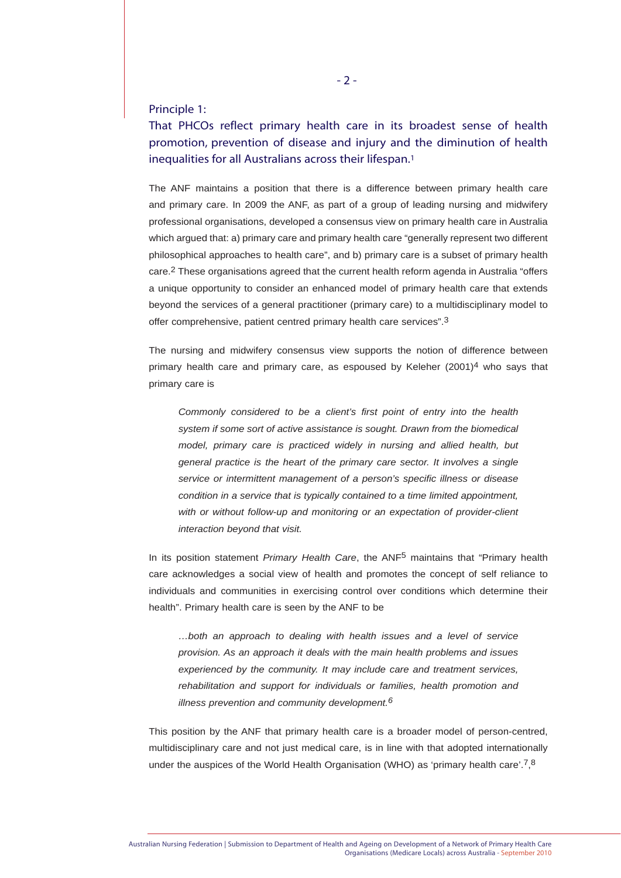## Principle 1:

## That PHCOs reflect primary health care in its broadest sense of health promotion, prevention of disease and injury and the diminution of health inequalities for all Australians across their lifespan.[1]

The ANF maintains a position that there is a difference between primary health care and primary care. In 2009 the ANF, as part of a group of leading nursing and midwifery professional organisations, developed a consensus view on primary health care in Australia which argued that: a) primary care and primary health care "generally represent two different philosophical approaches to health care", and b) primary care is a subset of primary health care.[2] These organisations agreed that the current health reform agenda in Australia "offers a unique opportunity to consider an enhanced model of primary health care that extends beyond the services of a general practitioner (primary care) to a multidisciplinary model to offer comprehensive, patient centred primary health care services".[3]

The nursing and midwifery consensus view supports the notion of difference between primary health care and primary care, as espoused by Keleher (2001)[4] who says that primary care is

> *Commonly considered to be a client's first point of entry into the health system if some sort of active assistance is sought. Drawn from the biomedical model, primary care is practiced widely in nursing and allied health, but general practice is the heart of the primary care sector. It involves a single service or intermittent management of a person's specific illness or disease condition in a service that is typically contained to a time limited appointment, with or without follow-up and monitoring or an expectation of provider-client interaction beyond that visit.*

In its position statement *Primary Health Care*, the ANF[5] maintains that "Primary health care acknowledges a social view of health and promotes the concept of self reliance to individuals and communities in exercising control over conditions which determine their health". Primary health care is seen by the ANF to be

> *…both an approach to dealing with health issues and a level of service provision. As an approach it deals with the main health problems and issues experienced by the community. It may include care and treatment services, rehabilitation and support for individuals or families, health promotion and illness prevention and community development.*[6]

This position by the ANF that primary health care is a broader model of person-centred, multidisciplinary care and not just medical care, is in line with that adopted internationally under the auspices of the World Health Organisation (WHO) as 'primary health care'.[7,8]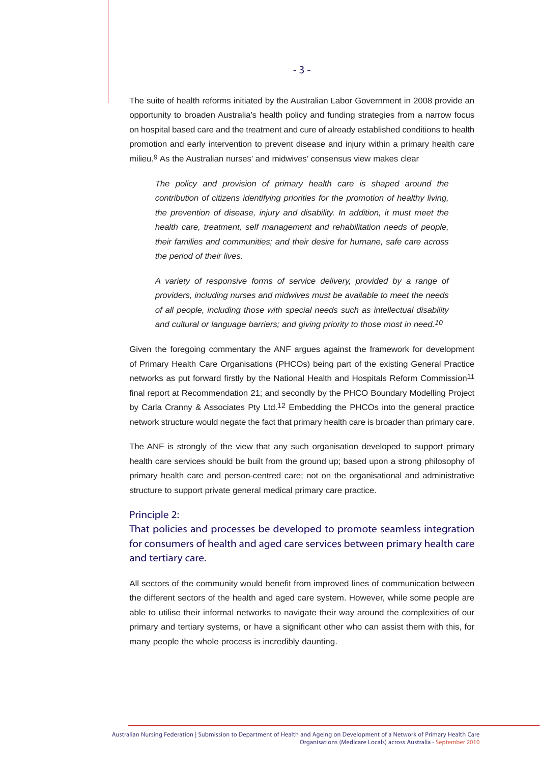The suite of health reforms initiated by the Australian Labor Government in 2008 provide an opportunity to broaden Australia's health policy and funding strategies from a narrow focus on hospital based care and the treatment and cure of already established conditions to health promotion and early intervention to prevent disease and injury within a primary health care milieu.[9] As the Australian nurses' and midwives' consensus view makes clear

> *The policy and provision of primary health care is shaped around the contribution of citizens identifying priorities for the promotion of healthy living, the prevention of disease, injury and disability. In addition, it must meet the health care, treatment, self management and rehabilitation needs of people, their families and communities; and their desire for humane, safe care across the period of their lives.*
>
> *A variety of responsive forms of service delivery, provided by a range of providers, including nurses and midwives must be available to meet the needs of all people, including those with special needs such as intellectual disability and cultural or language barriers; and giving priority to those most in need.*[10]

Given the foregoing commentary the ANF argues against the framework for development of Primary Health Care Organisations (PHCOs) being part of the existing General Practice networks as put forward firstly by the National Health and Hospitals Reform Commission[11] final report at Recommendation 21; and secondly by the PHCO Boundary Modelling Project by Carla Cranny & Associates Pty Ltd.[12] Embedding the PHCOs into the general practice network structure would negate the fact that primary health care is broader than primary care.

The ANF is strongly of the view that any such organisation developed to support primary health care services should be built from the ground up; based upon a strong philosophy of primary health care and person-centred care; not on the organisational and administrative structure to support private general medical primary care practice.

## Principle 2:
## That policies and processes be developed to promote seamless integration for consumers of health and aged care services between primary health care and tertiary care.

All sectors of the community would benefit from improved lines of communication between the different sectors of the health and aged care system. However, while some people are able to utilise their informal networks to navigate their way around the complexities of our primary and tertiary systems, or have a significant other who can assist them with this, for many people the whole process is incredibly daunting.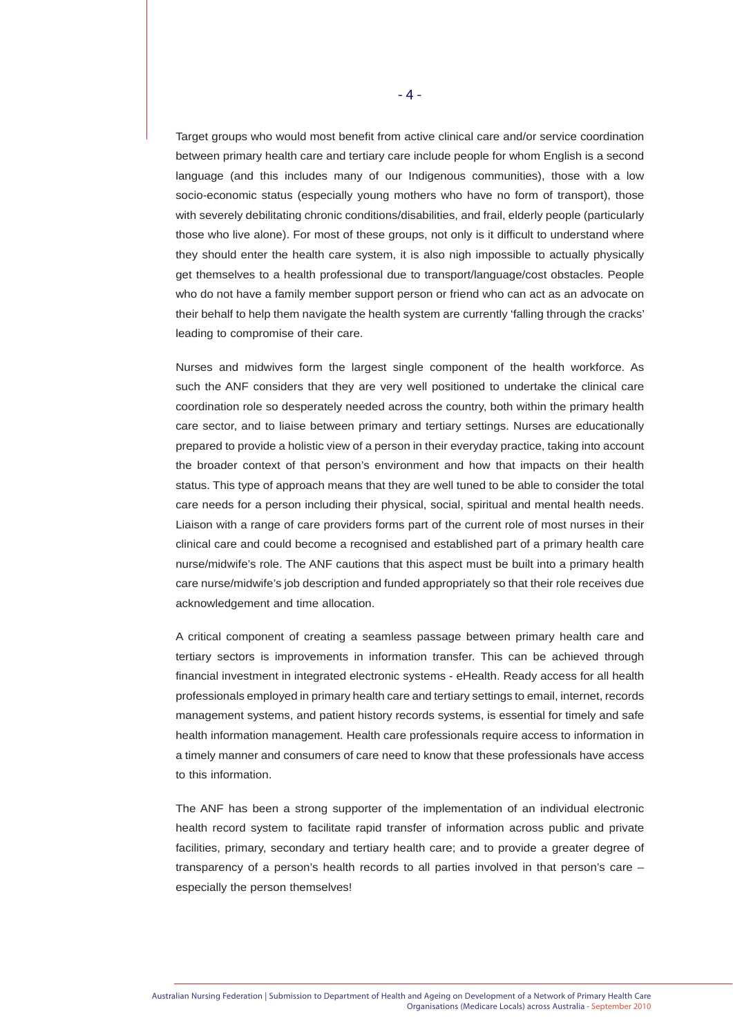Target groups who would most benefit from active clinical care and/or service coordination between primary health care and tertiary care include people for whom English is a second language (and this includes many of our Indigenous communities), those with a low socio-economic status (especially young mothers who have no form of transport), those with severely debilitating chronic conditions/disabilities, and frail, elderly people (particularly those who live alone). For most of these groups, not only is it difficult to understand where they should enter the health care system, it is also nigh impossible to actually physically get themselves to a health professional due to transport/language/cost obstacles. People who do not have a family member support person or friend who can act as an advocate on their behalf to help them navigate the health system are currently 'falling through the cracks' leading to compromise of their care.

Nurses and midwives form the largest single component of the health workforce. As such the ANF considers that they are very well positioned to undertake the clinical care coordination role so desperately needed across the country, both within the primary health care sector, and to liaise between primary and tertiary settings. Nurses are educationally prepared to provide a holistic view of a person in their everyday practice, taking into account the broader context of that person's environment and how that impacts on their health status. This type of approach means that they are well tuned to be able to consider the total care needs for a person including their physical, social, spiritual and mental health needs. Liaison with a range of care providers forms part of the current role of most nurses in their clinical care and could become a recognised and established part of a primary health care nurse/midwife's role. The ANF cautions that this aspect must be built into a primary health care nurse/midwife's job description and funded appropriately so that their role receives due acknowledgement and time allocation.

A critical component of creating a seamless passage between primary health care and tertiary sectors is improvements in information transfer. This can be achieved through financial investment in integrated electronic systems - eHealth. Ready access for all health professionals employed in primary health care and tertiary settings to email, internet, records management systems, and patient history records systems, is essential for timely and safe health information management. Health care professionals require access to information in a timely manner and consumers of care need to know that these professionals have access to this information.

The ANF has been a strong supporter of the implementation of an individual electronic health record system to facilitate rapid transfer of information across public and private facilities, primary, secondary and tertiary health care; and to provide a greater degree of transparency of a person's health records to all parties involved in that person's care – especially the person themselves!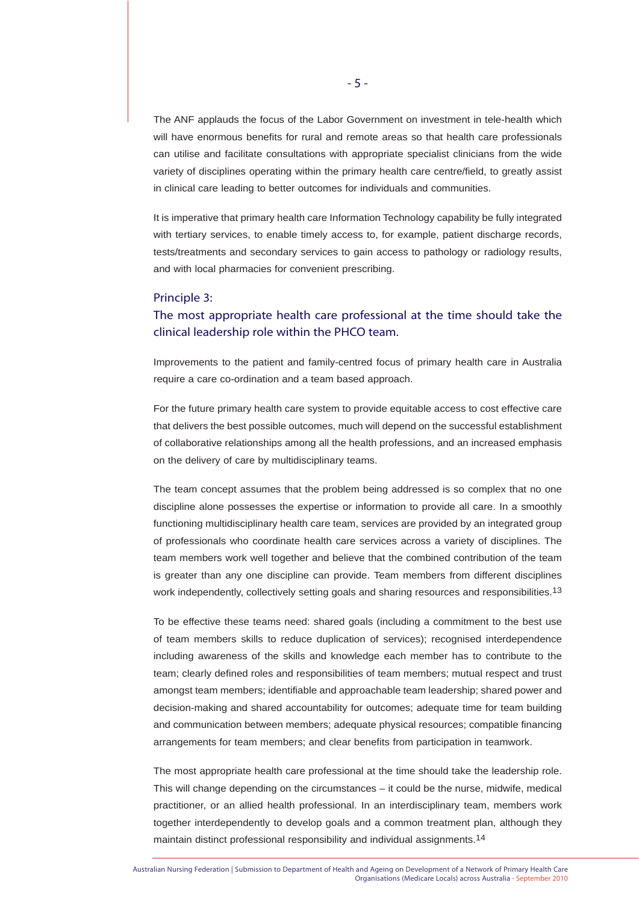The ANF applauds the focus of the Labor Government on investment in tele-health which will have enormous benefits for rural and remote areas so that health care professionals can utilise and facilitate consultations with appropriate specialist clinicians from the wide variety of disciplines operating within the primary health care centre/field, to greatly assist in clinical care leading to better outcomes for individuals and communities.

It is imperative that primary health care Information Technology capability be fully integrated with tertiary services, to enable timely access to, for example, patient discharge records, tests/treatments and secondary services to gain access to pathology or radiology results, and with local pharmacies for convenient prescribing.

### Principle 3:
### The most appropriate health care professional at the time should take the clinical leadership role within the PHCO team.

Improvements to the patient and family-centred focus of primary health care in Australia require a care co-ordination and a team based approach.

For the future primary health care system to provide equitable access to cost effective care that delivers the best possible outcomes, much will depend on the successful establishment of collaborative relationships among all the health professions, and an increased emphasis on the delivery of care by multidisciplinary teams.

The team concept assumes that the problem being addressed is so complex that no one discipline alone possesses the expertise or information to provide all care. In a smoothly functioning multidisciplinary health care team, services are provided by an integrated group of professionals who coordinate health care services across a variety of disciplines. The team members work well together and believe that the combined contribution of the team is greater than any one discipline can provide. Team members from different disciplines work independently, collectively setting goals and sharing resources and responsibilities.[13]

To be effective these teams need: shared goals (including a commitment to the best use of team members skills to reduce duplication of services); recognised interdependence including awareness of the skills and knowledge each member has to contribute to the team; clearly defined roles and responsibilities of team members; mutual respect and trust amongst team members; identifiable and approachable team leadership; shared power and decision-making and shared accountability for outcomes; adequate time for team building and communication between members; adequate physical resources; compatible financing arrangements for team members; and clear benefits from participation in teamwork.

The most appropriate health care professional at the time should take the leadership role. This will change depending on the circumstances – it could be the nurse, midwife, medical practitioner, or an allied health professional. In an interdisciplinary team, members work together interdependently to develop goals and a common treatment plan, although they maintain distinct professional responsibility and individual assignments.[14]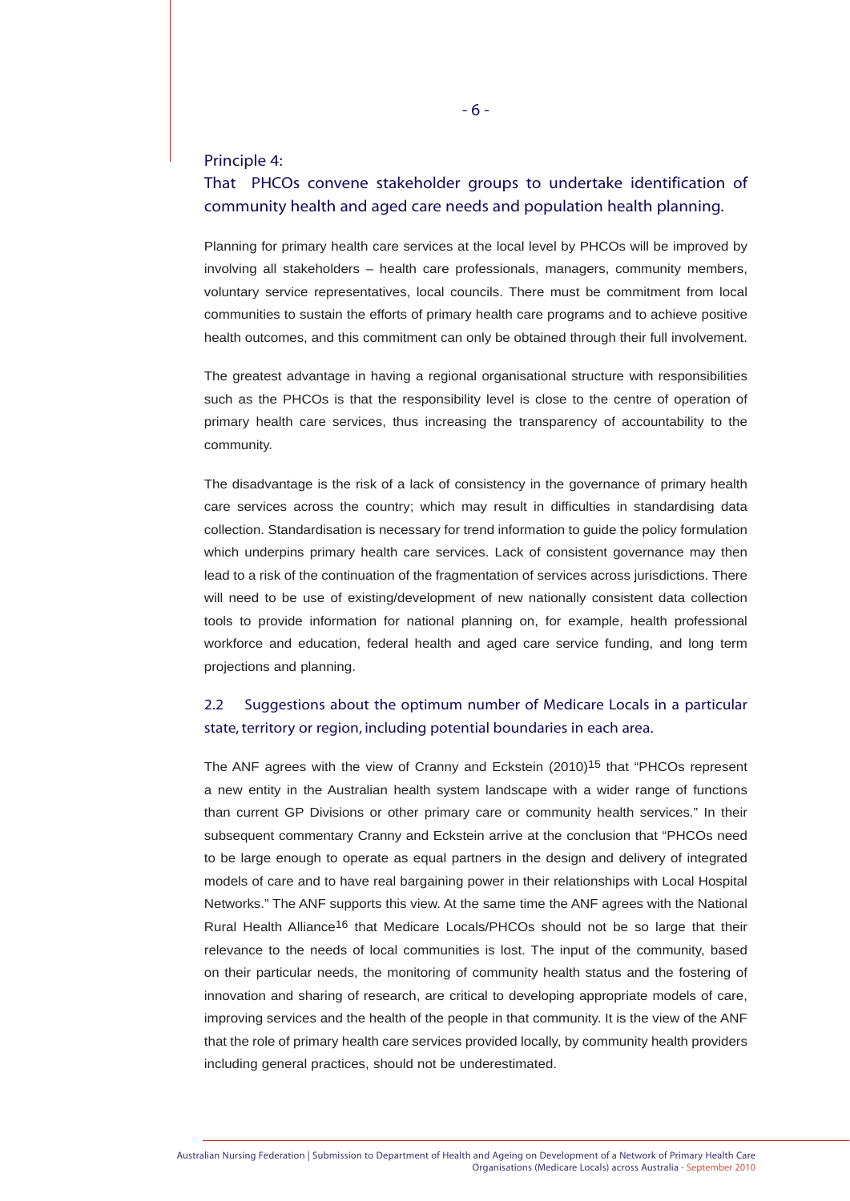### Principle 4:

### That PHCOs convene stakeholder groups to undertake identification of community health and aged care needs and population health planning.

Planning for primary health care services at the local level by PHCOs will be improved by involving all stakeholders – health care professionals, managers, community members, voluntary service representatives, local councils. There must be commitment from local communities to sustain the efforts of primary health care programs and to achieve positive health outcomes, and this commitment can only be obtained through their full involvement.

The greatest advantage in having a regional organisational structure with responsibilities such as the PHCOs is that the responsibility level is close to the centre of operation of primary health care services, thus increasing the transparency of accountability to the community.

The disadvantage is the risk of a lack of consistency in the governance of primary health care services across the country; which may result in difficulties in standardising data collection. Standardisation is necessary for trend information to guide the policy formulation which underpins primary health care services. Lack of consistent governance may then lead to a risk of the continuation of the fragmentation of services across jurisdictions. There will need to be use of existing/development of new nationally consistent data collection tools to provide information for national planning on, for example, health professional workforce and education, federal health and aged care service funding, and long term projections and planning.

## 2.2 Suggestions about the optimum number of Medicare Locals in a particular state, territory or region, including potential boundaries in each area.

The ANF agrees with the view of Cranny and Eckstein (2010)[15] that "PHCOs represent a new entity in the Australian health system landscape with a wider range of functions than current GP Divisions or other primary care or community health services." In their subsequent commentary Cranny and Eckstein arrive at the conclusion that "PHCOs need to be large enough to operate as equal partners in the design and delivery of integrated models of care and to have real bargaining power in their relationships with Local Hospital Networks." The ANF supports this view. At the same time the ANF agrees with the National Rural Health Alliance[16] that Medicare Locals/PHCOs should not be so large that their relevance to the needs of local communities is lost. The input of the community, based on their particular needs, the monitoring of community health status and the fostering of innovation and sharing of research, are critical to developing appropriate models of care, improving services and the health of the people in that community. It is the view of the ANF that the role of primary health care services provided locally, by community health providers including general practices, should not be underestimated.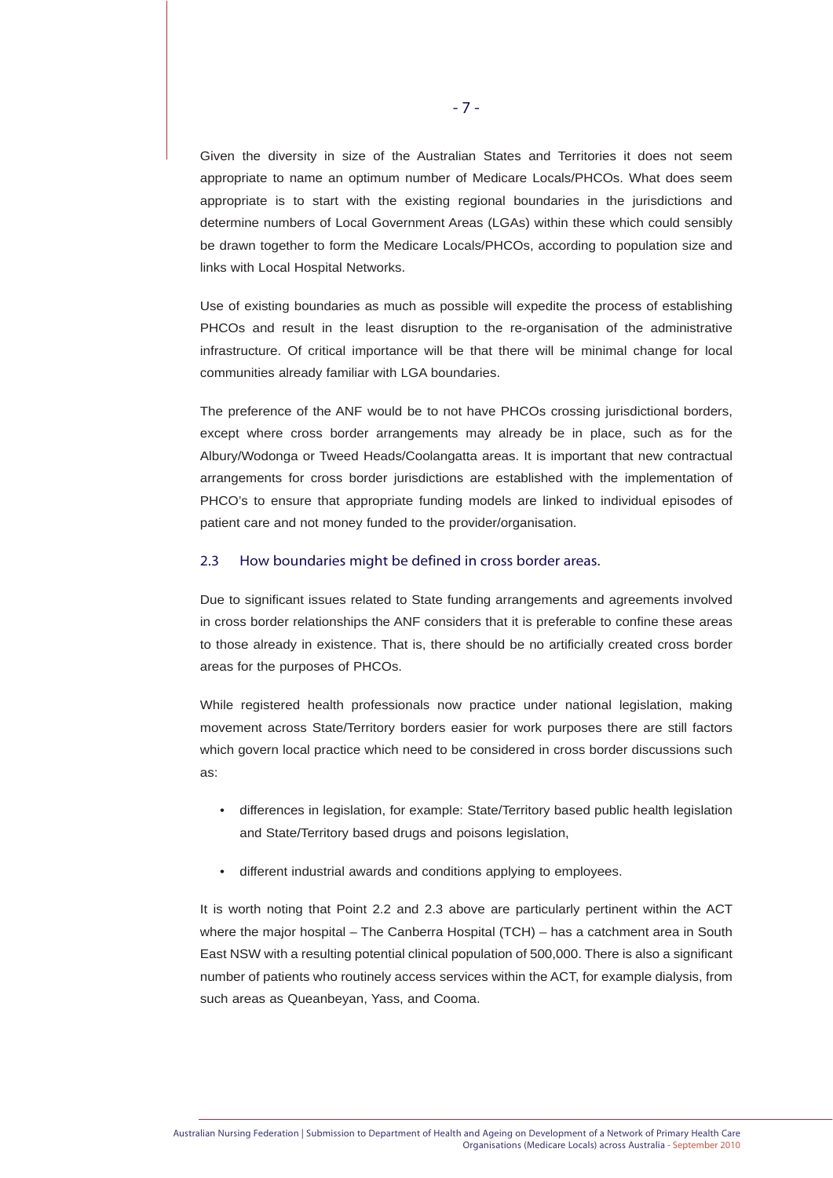Given the diversity in size of the Australian States and Territories it does not seem appropriate to name an optimum number of Medicare Locals/PHCOs. What does seem appropriate is to start with the existing regional boundaries in the jurisdictions and determine numbers of Local Government Areas (LGAs) within these which could sensibly be drawn together to form the Medicare Locals/PHCOs, according to population size and links with Local Hospital Networks.

Use of existing boundaries as much as possible will expedite the process of establishing PHCOs and result in the least disruption to the re-organisation of the administrative infrastructure. Of critical importance will be that there will be minimal change for local communities already familiar with LGA boundaries.

The preference of the ANF would be to not have PHCOs crossing jurisdictional borders, except where cross border arrangements may already be in place, such as for the Albury/Wodonga or Tweed Heads/Coolangatta areas. It is important that new contractual arrangements for cross border jurisdictions are established with the implementation of PHCO's to ensure that appropriate funding models are linked to individual episodes of patient care and not money funded to the provider/organisation.

### 2.3 How boundaries might be defined in cross border areas.

Due to significant issues related to State funding arrangements and agreements involved in cross border relationships the ANF considers that it is preferable to confine these areas to those already in existence. That is, there should be no artificially created cross border areas for the purposes of PHCOs.

While registered health professionals now practice under national legislation, making movement across State/Territory borders easier for work purposes there are still factors which govern local practice which need to be considered in cross border discussions such as:

- differences in legislation, for example: State/Territory based public health legislation and State/Territory based drugs and poisons legislation,
- different industrial awards and conditions applying to employees.

It is worth noting that Point 2.2 and 2.3 above are particularly pertinent within the ACT where the major hospital – The Canberra Hospital (TCH) – has a catchment area in South East NSW with a resulting potential clinical population of 500,000. There is also a significant number of patients who routinely access services within the ACT, for example dialysis, from such areas as Queanbeyan, Yass, and Cooma.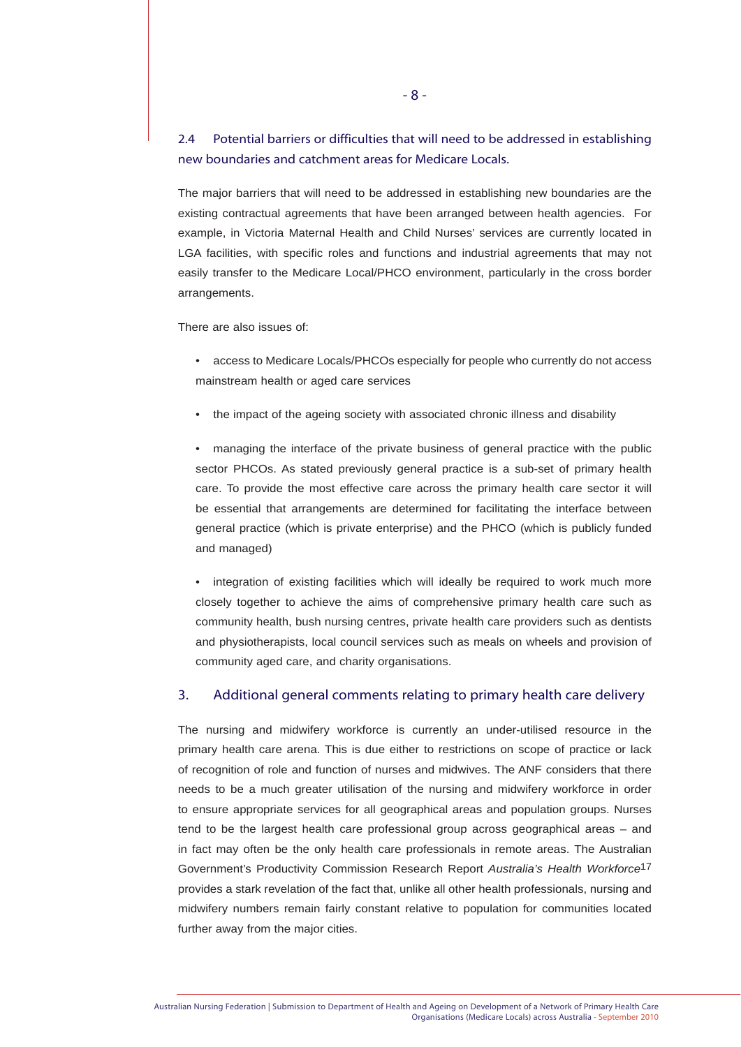### 2.4 Potential barriers or difficulties that will need to be addressed in establishing new boundaries and catchment areas for Medicare Locals.

The major barriers that will need to be addressed in establishing new boundaries are the existing contractual agreements that have been arranged between health agencies. For example, in Victoria Maternal Health and Child Nurses' services are currently located in LGA facilities, with specific roles and functions and industrial agreements that may not easily transfer to the Medicare Local/PHCO environment, particularly in the cross border arrangements.

There are also issues of:

- access to Medicare Locals/PHCOs especially for people who currently do not access mainstream health or aged care services
- the impact of the ageing society with associated chronic illness and disability
- managing the interface of the private business of general practice with the public sector PHCOs. As stated previously general practice is a sub-set of primary health care. To provide the most effective care across the primary health care sector it will be essential that arrangements are determined for facilitating the interface between general practice (which is private enterprise) and the PHCO (which is publicly funded and managed)
- integration of existing facilities which will ideally be required to work much more closely together to achieve the aims of comprehensive primary health care such as community health, bush nursing centres, private health care providers such as dentists and physiotherapists, local council services such as meals on wheels and provision of community aged care, and charity organisations.

## 3. Additional general comments relating to primary health care delivery

The nursing and midwifery workforce is currently an under-utilised resource in the primary health care arena. This is due either to restrictions on scope of practice or lack of recognition of role and function of nurses and midwives. The ANF considers that there needs to be a much greater utilisation of the nursing and midwifery workforce in order to ensure appropriate services for all geographical areas and population groups. Nurses tend to be the largest health care professional group across geographical areas – and in fact may often be the only health care professionals in remote areas. The Australian Government's Productivity Commission Research Report *Australia's Health Workforce*[17] provides a stark revelation of the fact that, unlike all other health professionals, nursing and midwifery numbers remain fairly constant relative to population for communities located further away from the major cities.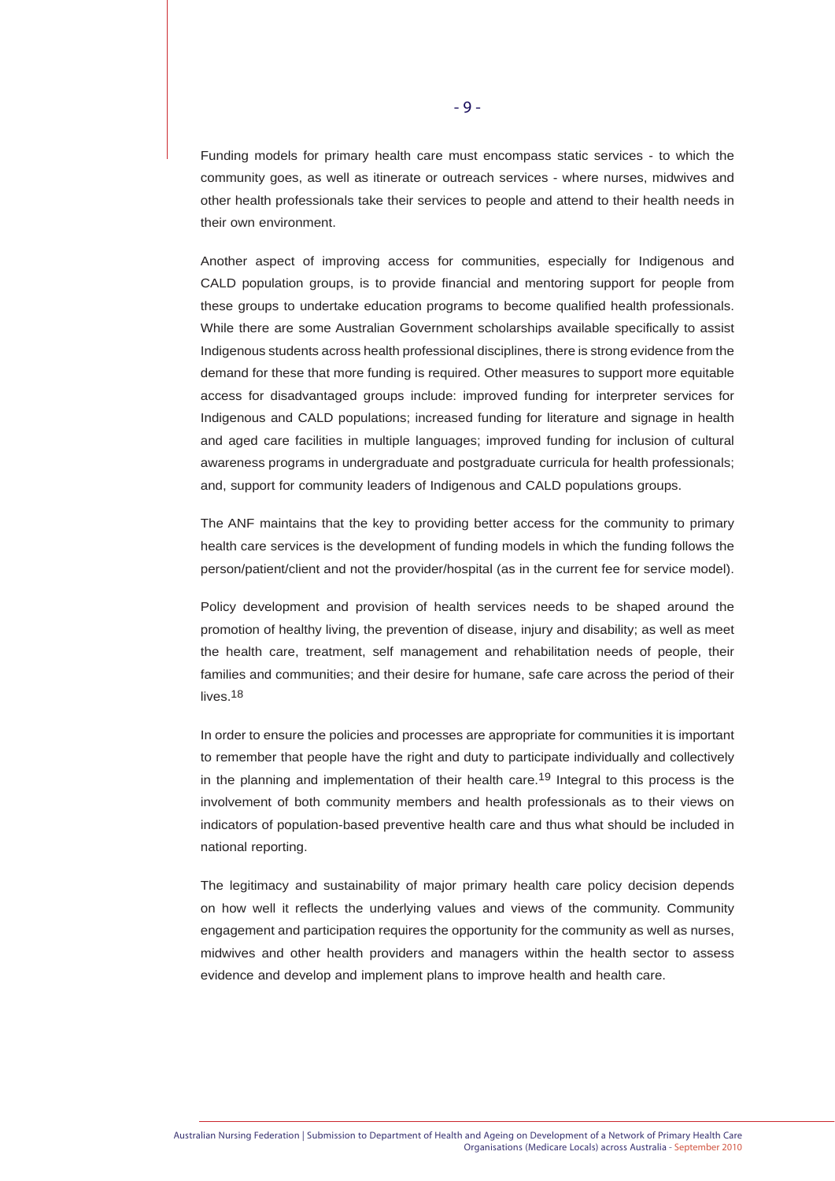Funding models for primary health care must encompass static services - to which the community goes, as well as itinerate or outreach services - where nurses, midwives and other health professionals take their services to people and attend to their health needs in their own environment.

Another aspect of improving access for communities, especially for Indigenous and CALD population groups, is to provide financial and mentoring support for people from these groups to undertake education programs to become qualified health professionals. While there are some Australian Government scholarships available specifically to assist Indigenous students across health professional disciplines, there is strong evidence from the demand for these that more funding is required. Other measures to support more equitable access for disadvantaged groups include: improved funding for interpreter services for Indigenous and CALD populations; increased funding for literature and signage in health and aged care facilities in multiple languages; improved funding for inclusion of cultural awareness programs in undergraduate and postgraduate curricula for health professionals; and, support for community leaders of Indigenous and CALD populations groups.

The ANF maintains that the key to providing better access for the community to primary health care services is the development of funding models in which the funding follows the person/patient/client and not the provider/hospital (as in the current fee for service model).

Policy development and provision of health services needs to be shaped around the promotion of healthy living, the prevention of disease, injury and disability; as well as meet the health care, treatment, self management and rehabilitation needs of people, their families and communities; and their desire for humane, safe care across the period of their lives.[18]

In order to ensure the policies and processes are appropriate for communities it is important to remember that people have the right and duty to participate individually and collectively in the planning and implementation of their health care.[19] Integral to this process is the involvement of both community members and health professionals as to their views on indicators of population-based preventive health care and thus what should be included in national reporting.

The legitimacy and sustainability of major primary health care policy decision depends on how well it reflects the underlying values and views of the community. Community engagement and participation requires the opportunity for the community as well as nurses, midwives and other health providers and managers within the health sector to assess evidence and develop and implement plans to improve health and health care.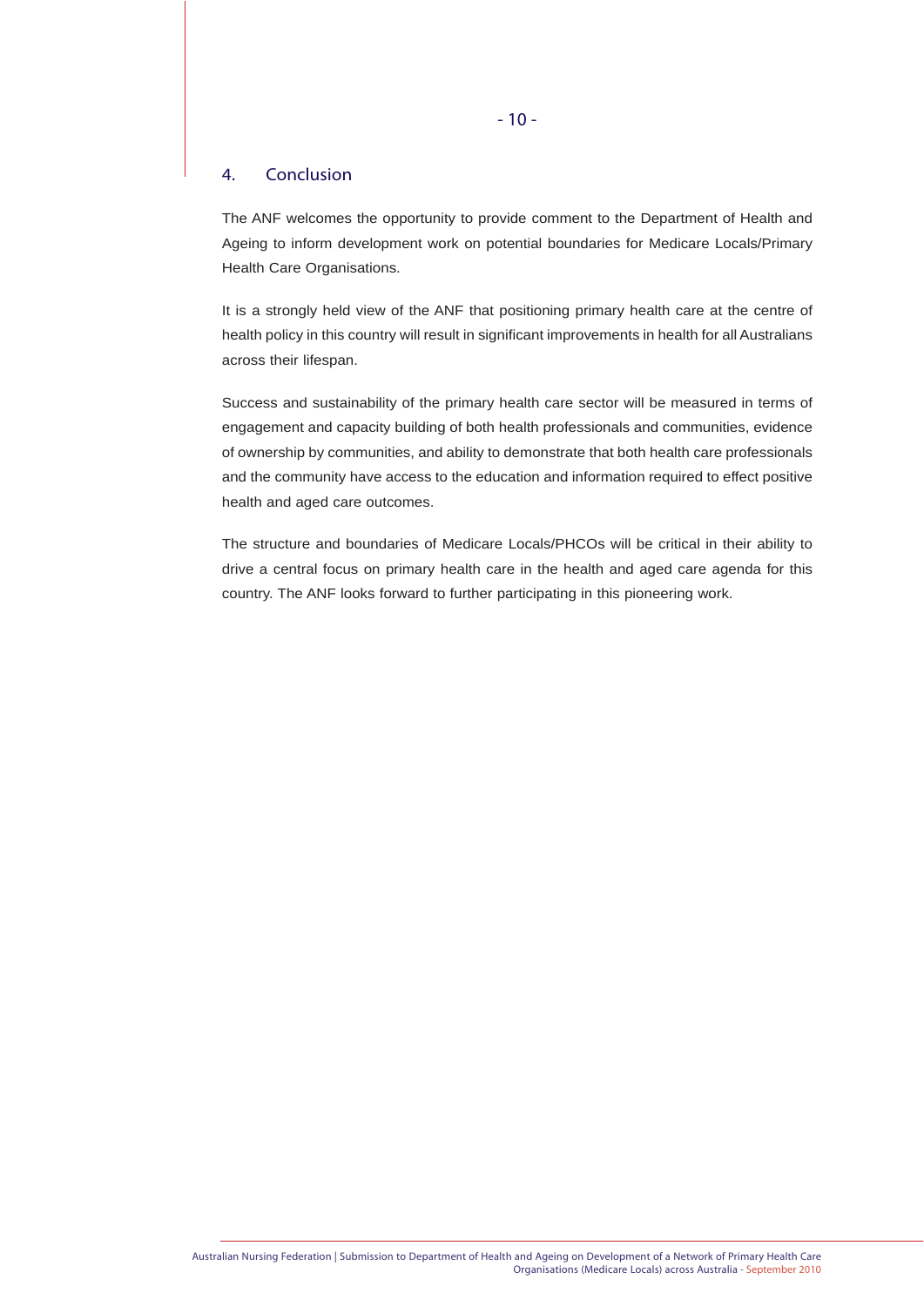## 4. Conclusion

The ANF welcomes the opportunity to provide comment to the Department of Health and Ageing to inform development work on potential boundaries for Medicare Locals/Primary Health Care Organisations.

It is a strongly held view of the ANF that positioning primary health care at the centre of health policy in this country will result in significant improvements in health for all Australians across their lifespan.

Success and sustainability of the primary health care sector will be measured in terms of engagement and capacity building of both health professionals and communities, evidence of ownership by communities, and ability to demonstrate that both health care professionals and the community have access to the education and information required to effect positive health and aged care outcomes.

The structure and boundaries of Medicare Locals/PHCOs will be critical in their ability to drive a central focus on primary health care in the health and aged care agenda for this country. The ANF looks forward to further participating in this pioneering work.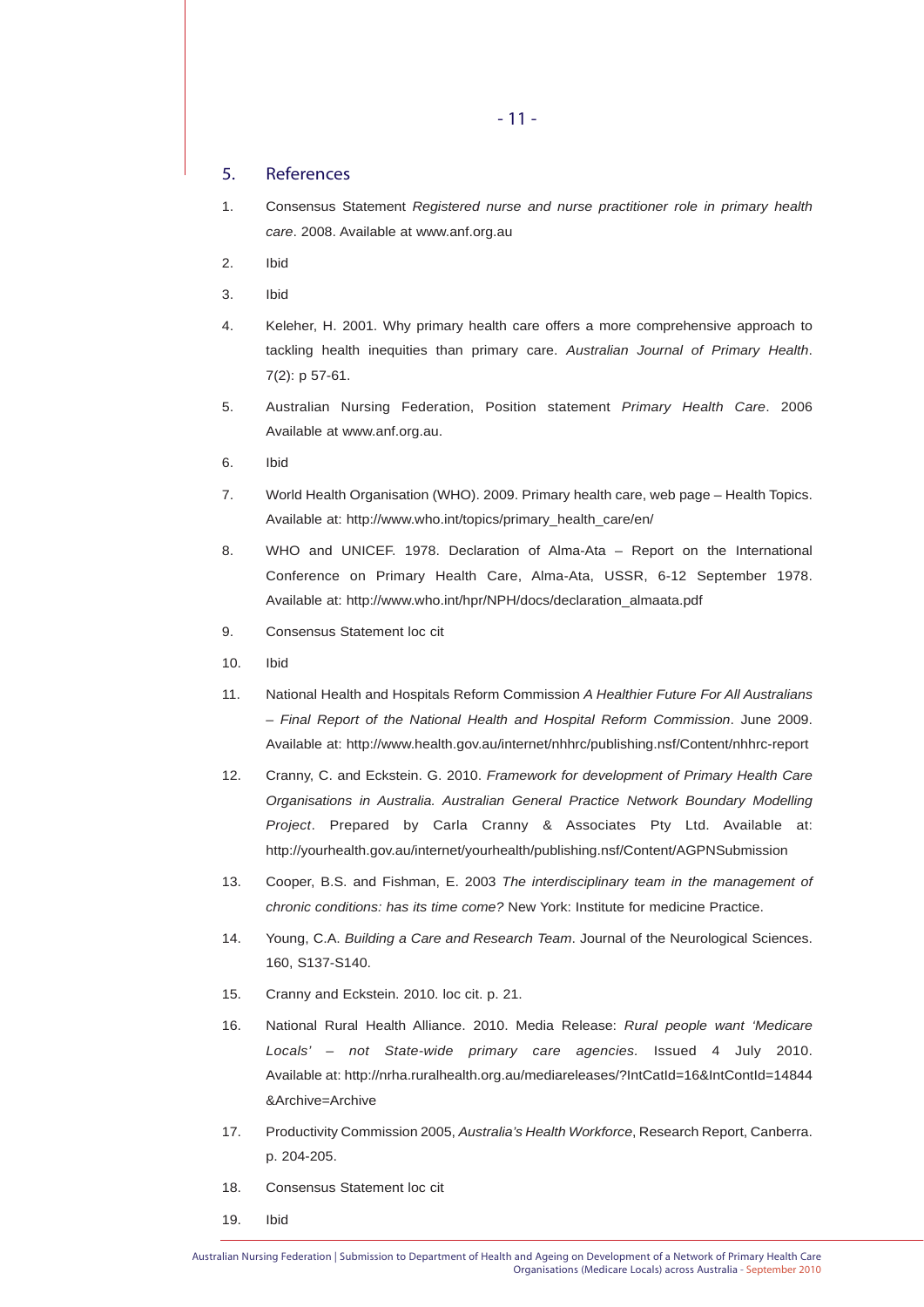## 5. References

1. Consensus Statement *Registered nurse and nurse practitioner role in primary health care*. 2008. Available at www.anf.org.au
2. Ibid
3. Ibid
4. Keleher, H. 2001. Why primary health care offers a more comprehensive approach to tackling health inequities than primary care. *Australian Journal of Primary Health*. 7(2): p 57-61.
5. Australian Nursing Federation, Position statement *Primary Health Care*. 2006 Available at www.anf.org.au.
6. Ibid
7. World Health Organisation (WHO). 2009. Primary health care, web page – Health Topics. Available at: http://www.who.int/topics/primary_health_care/en/
8. WHO and UNICEF. 1978. Declaration of Alma-Ata – Report on the International Conference on Primary Health Care, Alma-Ata, USSR, 6-12 September 1978. Available at: http://www.who.int/hpr/NPH/docs/declaration_almaata.pdf
9. Consensus Statement loc cit
10. Ibid
11. National Health and Hospitals Reform Commission *A Healthier Future For All Australians – Final Report of the National Health and Hospital Reform Commission*. June 2009. Available at: http://www.health.gov.au/internet/nhhrc/publishing.nsf/Content/nhhrc-report
12. Cranny, C. and Eckstein. G. 2010. *Framework for development of Primary Health Care Organisations in Australia. Australian General Practice Network Boundary Modelling Project*. Prepared by Carla Cranny & Associates Pty Ltd. Available at: http://yourhealth.gov.au/internet/yourhealth/publishing.nsf/Content/AGPNSubmission
13. Cooper, B.S. and Fishman, E. 2003 *The interdisciplinary team in the management of chronic conditions: has its time come?* New York: Institute for medicine Practice.
14. Young, C.A. *Building a Care and Research Team*. Journal of the Neurological Sciences. 160, S137-S140.
15. Cranny and Eckstein. 2010. loc cit. p. 21.
16. National Rural Health Alliance. 2010. Media Release: *Rural people want 'Medicare Locals' – not State-wide primary care agencies*. Issued 4 July 2010. Available at: http://nrha.ruralhealth.org.au/mediareleases/?IntCatId=16&IntContId=14844&Archive=Archive
17. Productivity Commission 2005, *Australia's Health Workforce*, Research Report, Canberra. p. 204-205.
18. Consensus Statement loc cit
19. Ibid